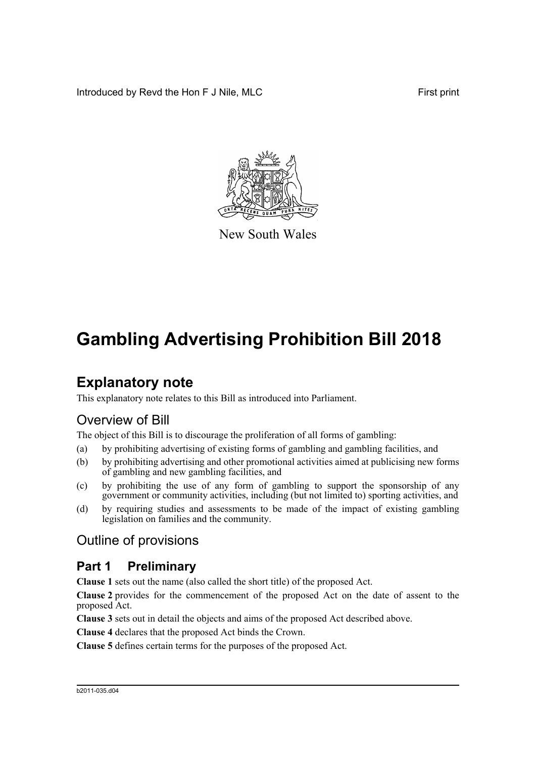Introduced by Revd the Hon F J Nile, MLC

First print

New South Wales

# Gambling Advertising Prohibition Bill 2018

## Explanatory note

This explanatory note relates to this Bill as introduced into Parliament.

## Overview of Bill

The object of this Bill is to discourage the proliferation of all forms of gambling:

(a) by prohibiting advertising of existing forms of gambling and gambling facilities, and

(b) by prohibiting advertising and other promotional activities aimed at publicising new forms of gambling and new gambling facilities, and

(c) by prohibiting the use of any form of gambling to support the sponsorship of any government or community activities, including (but not limited to) sporting activities, and

(d) by requiring studies and assessments to be made of the impact of existing gambling legislation on families and the community.

## Outline of provisions

### Part 1 Preliminary

**Clause 1** sets out the name (also called the short title) of the proposed Act.

**Clause 2** provides for the commencement of the proposed Act on the date of assent to the proposed Act.

**Clause 3** sets out in detail the objects and aims of the proposed Act described above.

**Clause 4** declares that the proposed Act binds the Crown.

**Clause 5** defines certain terms for the purposes of the proposed Act.

b2011-035.d04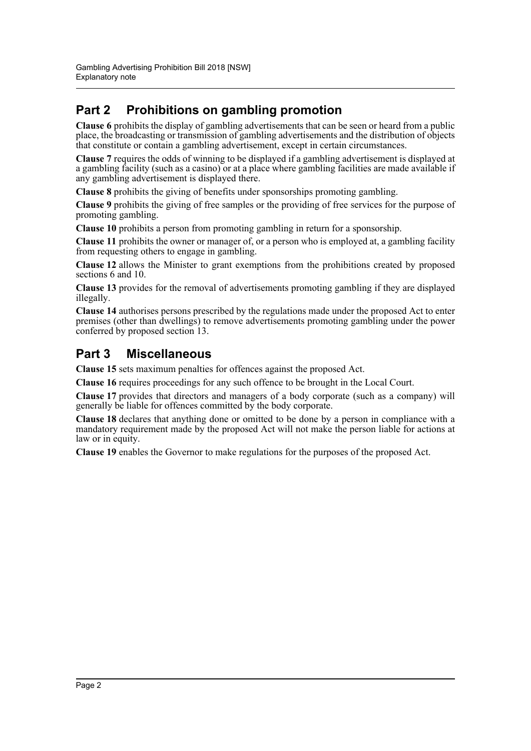## Part 2 Prohibitions on gambling promotion

**Clause 6** prohibits the display of gambling advertisements that can be seen or heard from a public place, the broadcasting or transmission of gambling advertisements and the distribution of objects that constitute or contain a gambling advertisement, except in certain circumstances.

**Clause 7** requires the odds of winning to be displayed if a gambling advertisement is displayed at a gambling facility (such as a casino) or at a place where gambling facilities are made available if any gambling advertisement is displayed there.

**Clause 8** prohibits the giving of benefits under sponsorships promoting gambling.

**Clause 9** prohibits the giving of free samples or the providing of free services for the purpose of promoting gambling.

**Clause 10** prohibits a person from promoting gambling in return for a sponsorship.

**Clause 11** prohibits the owner or manager of, or a person who is employed at, a gambling facility from requesting others to engage in gambling.

**Clause 12** allows the Minister to grant exemptions from the prohibitions created by proposed sections 6 and 10.

**Clause 13** provides for the removal of advertisements promoting gambling if they are displayed illegally.

**Clause 14** authorises persons prescribed by the regulations made under the proposed Act to enter premises (other than dwellings) to remove advertisements promoting gambling under the power conferred by proposed section 13.

## Part 3 Miscellaneous

**Clause 15** sets maximum penalties for offences against the proposed Act.

**Clause 16** requires proceedings for any such offence to be brought in the Local Court.

**Clause 17** provides that directors and managers of a body corporate (such as a company) will generally be liable for offences committed by the body corporate.

**Clause 18** declares that anything done or omitted to be done by a person in compliance with a mandatory requirement made by the proposed Act will not make the person liable for actions at law or in equity.

**Clause 19** enables the Governor to make regulations for the purposes of the proposed Act.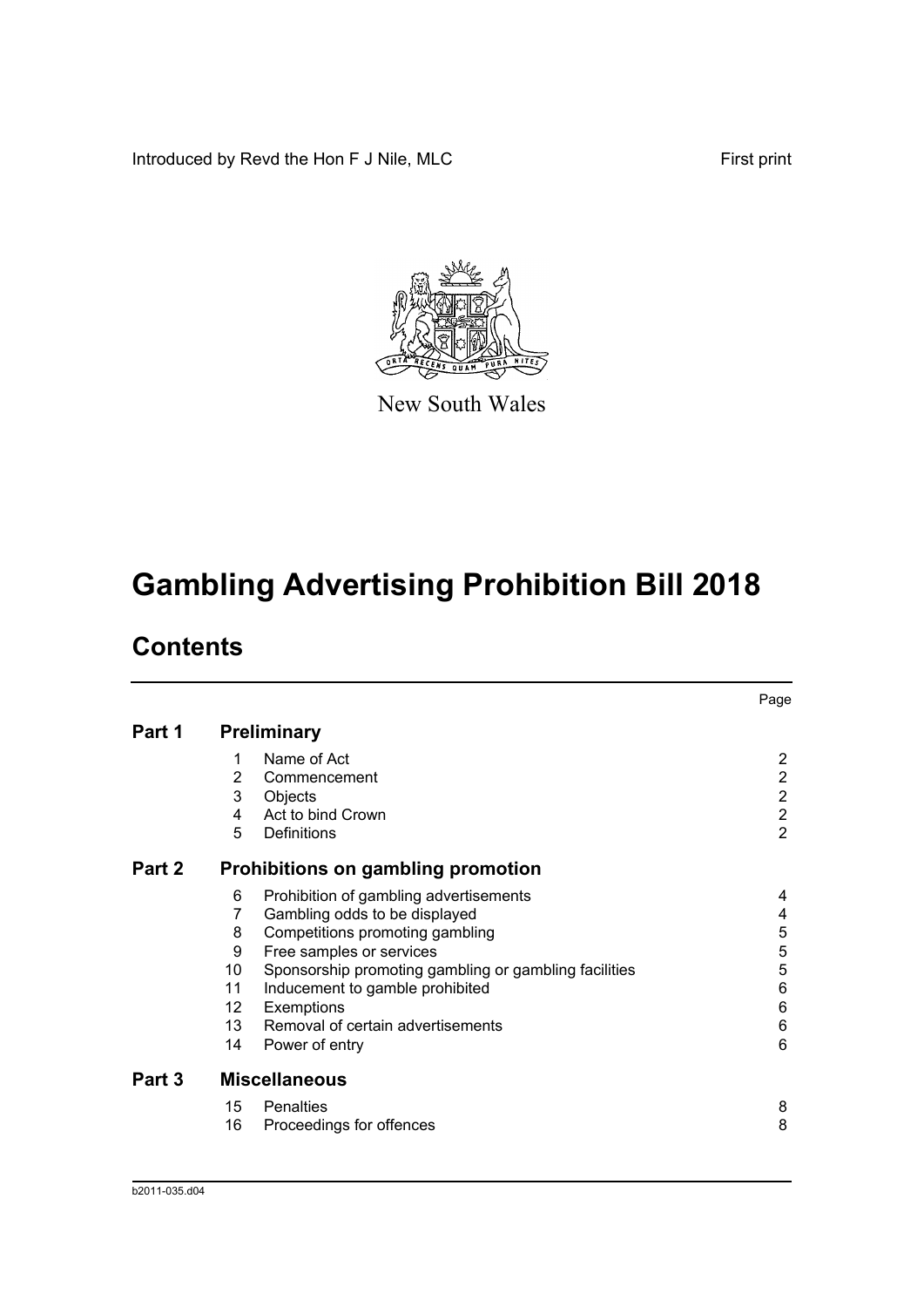Introduced by Revd the Hon F J Nile, MLC

First print

New South Wales

# Gambling Advertising Prohibition Bill 2018

## Contents

| | | | Page |
|---|---|---|---|
| **Part 1** | **Preliminary** | | |
| | 1 | Name of Act | 2 |
| | 2 | Commencement | 2 |
| | 3 | Objects | 2 |
| | 4 | Act to bind Crown | 2 |
| | 5 | Definitions | 2 |
| **Part 2** | **Prohibitions on gambling promotion** | | |
| | 6 | Prohibition of gambling advertisements | 4 |
| | 7 | Gambling odds to be displayed | 4 |
| | 8 | Competitions promoting gambling | 5 |
| | 9 | Free samples or services | 5 |
| | 10 | Sponsorship promoting gambling or gambling facilities | 5 |
| | 11 | Inducement to gamble prohibited | 6 |
| | 12 | Exemptions | 6 |
| | 13 | Removal of certain advertisements | 6 |
| | 14 | Power of entry | 6 |
| **Part 3** | **Miscellaneous** | | |
| | 15 | Penalties | 8 |
| | 16 | Proceedings for offences | 8 |

b2011-035.d04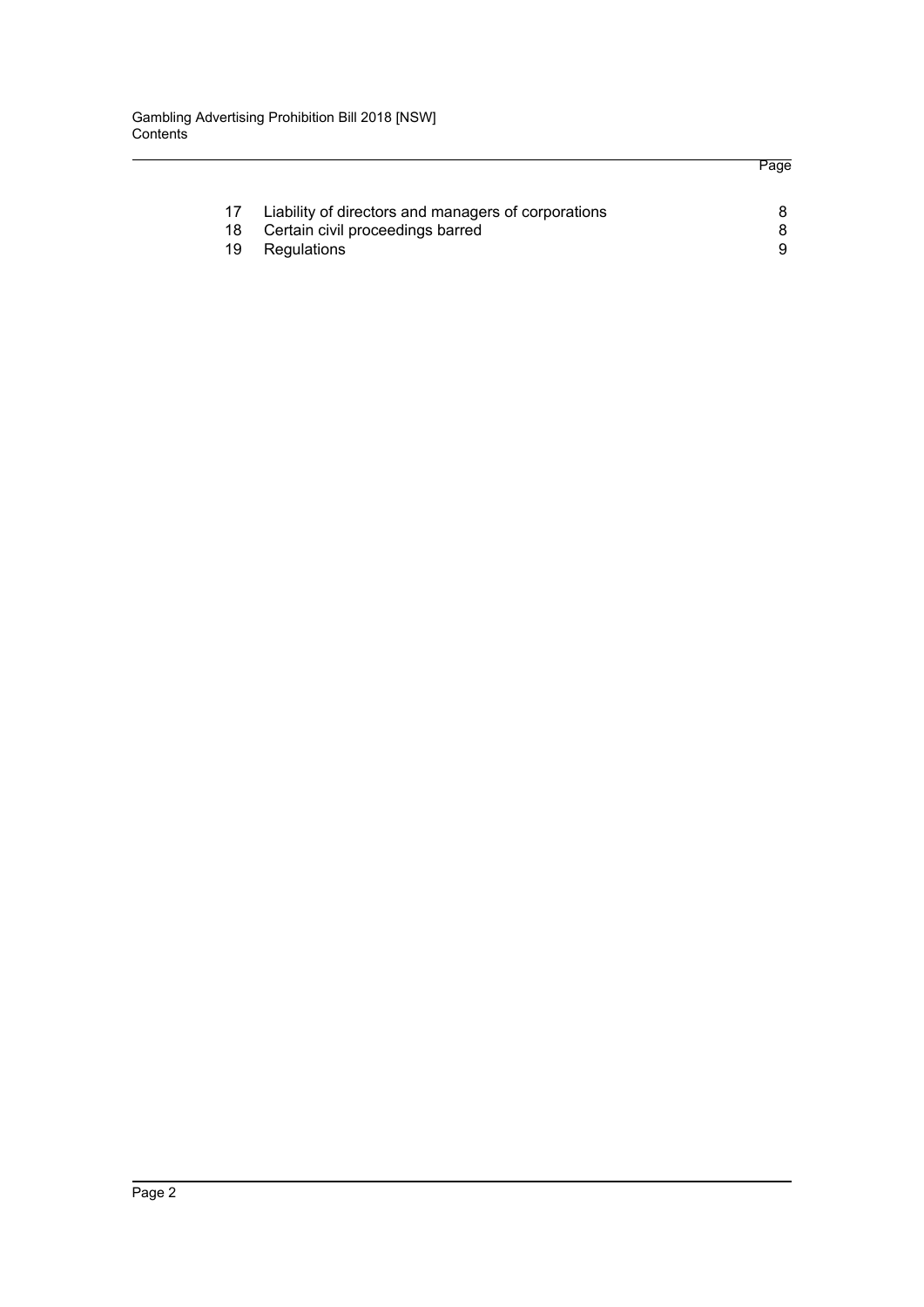| | | Page |
|---|---|---|
| 17 | Liability of directors and managers of corporations | 8 |
| 18 | Certain civil proceedings barred | 8 |
| 19 | Regulations | 9 |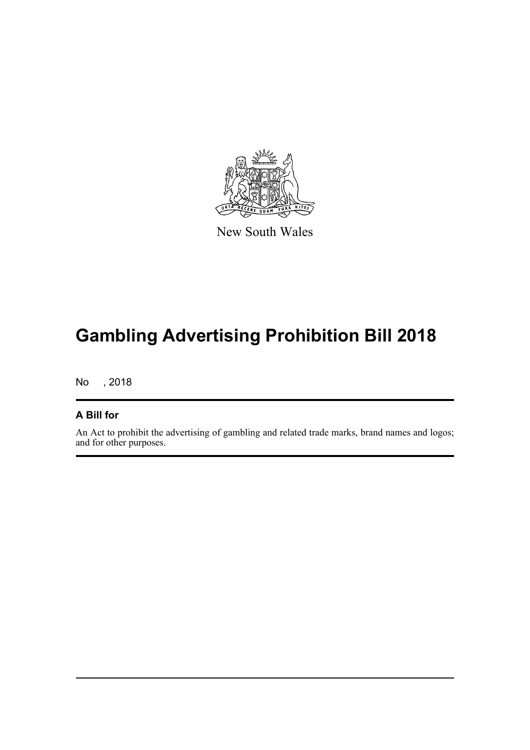New South Wales

# Gambling Advertising Prohibition Bill 2018

No , 2018

## A Bill for

An Act to prohibit the advertising of gambling and related trade marks, brand names and logos; and for other purposes.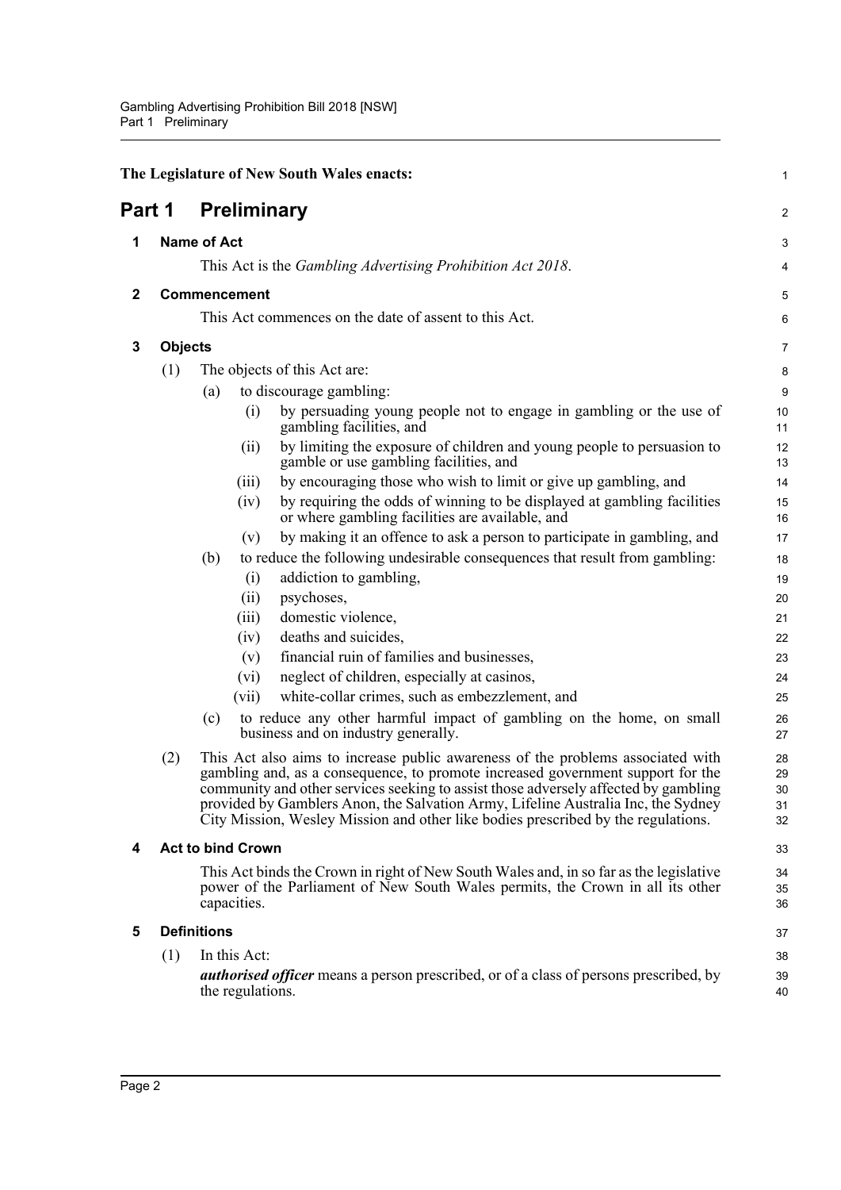The Legislature of New South Wales enacts:

# Part 1 Preliminary

## 1 Name of Act

This Act is the *Gambling Advertising Prohibition Act 2018*.

## 2 Commencement

This Act commences on the date of assent to this Act.

## 3 Objects

(1) The objects of this Act are:

- (a) to discourage gambling:
  - (i) by persuading young people not to engage in gambling or the use of gambling facilities, and
  - (ii) by limiting the exposure of children and young people to persuasion to gamble or use gambling facilities, and
  - (iii) by encouraging those who wish to limit or give up gambling, and
  - (iv) by requiring the odds of winning to be displayed at gambling facilities or where gambling facilities are available, and
  - (v) by making it an offence to ask a person to participate in gambling, and
- (b) to reduce the following undesirable consequences that result from gambling:
  - (i) addiction to gambling,
  - (ii) psychoses,
  - (iii) domestic violence,
  - (iv) deaths and suicides,
  - (v) financial ruin of families and businesses,
  - (vi) neglect of children, especially at casinos,
  - (vii) white-collar crimes, such as embezzlement, and
- (c) to reduce any other harmful impact of gambling on the home, on small business and on industry generally.

(2) This Act also aims to increase public awareness of the problems associated with gambling and, as a consequence, to promote increased government support for the community and other services seeking to assist those adversely affected by gambling provided by Gamblers Anon, the Salvation Army, Lifeline Australia Inc, the Sydney City Mission, Wesley Mission and other like bodies prescribed by the regulations.

## 4 Act to bind Crown

This Act binds the Crown in right of New South Wales and, in so far as the legislative power of the Parliament of New South Wales permits, the Crown in all its other capacities.

## 5 Definitions

(1) In this Act:

***authorised officer*** means a person prescribed, or of a class of persons prescribed, by the regulations.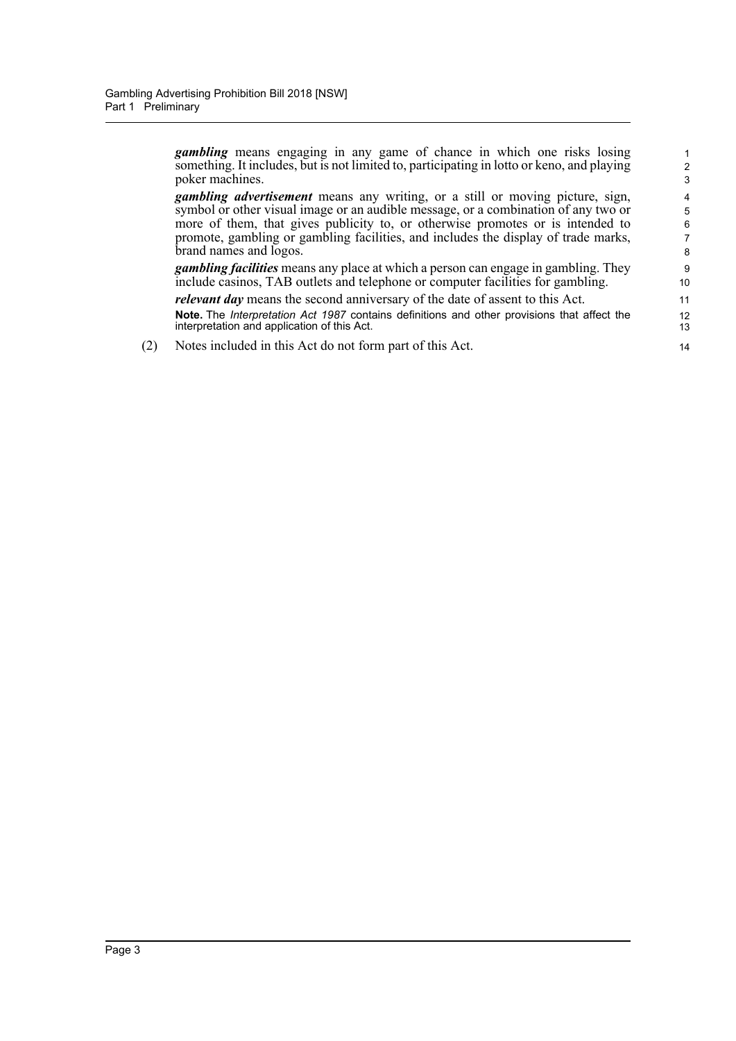***gambling*** means engaging in any game of chance in which one risks losing something. It includes, but is not limited to, participating in lotto or keno, and playing poker machines.

***gambling advertisement*** means any writing, or a still or moving picture, sign, symbol or other visual image or an audible message, or a combination of any two or more of them, that gives publicity to, or otherwise promotes or is intended to promote, gambling or gambling facilities, and includes the display of trade marks, brand names and logos.

***gambling facilities*** means any place at which a person can engage in gambling. They include casinos, TAB outlets and telephone or computer facilities for gambling.

***relevant day*** means the second anniversary of the date of assent to this Act.

**Note.** The *Interpretation Act 1987* contains definitions and other provisions that affect the interpretation and application of this Act.

(2) Notes included in this Act do not form part of this Act.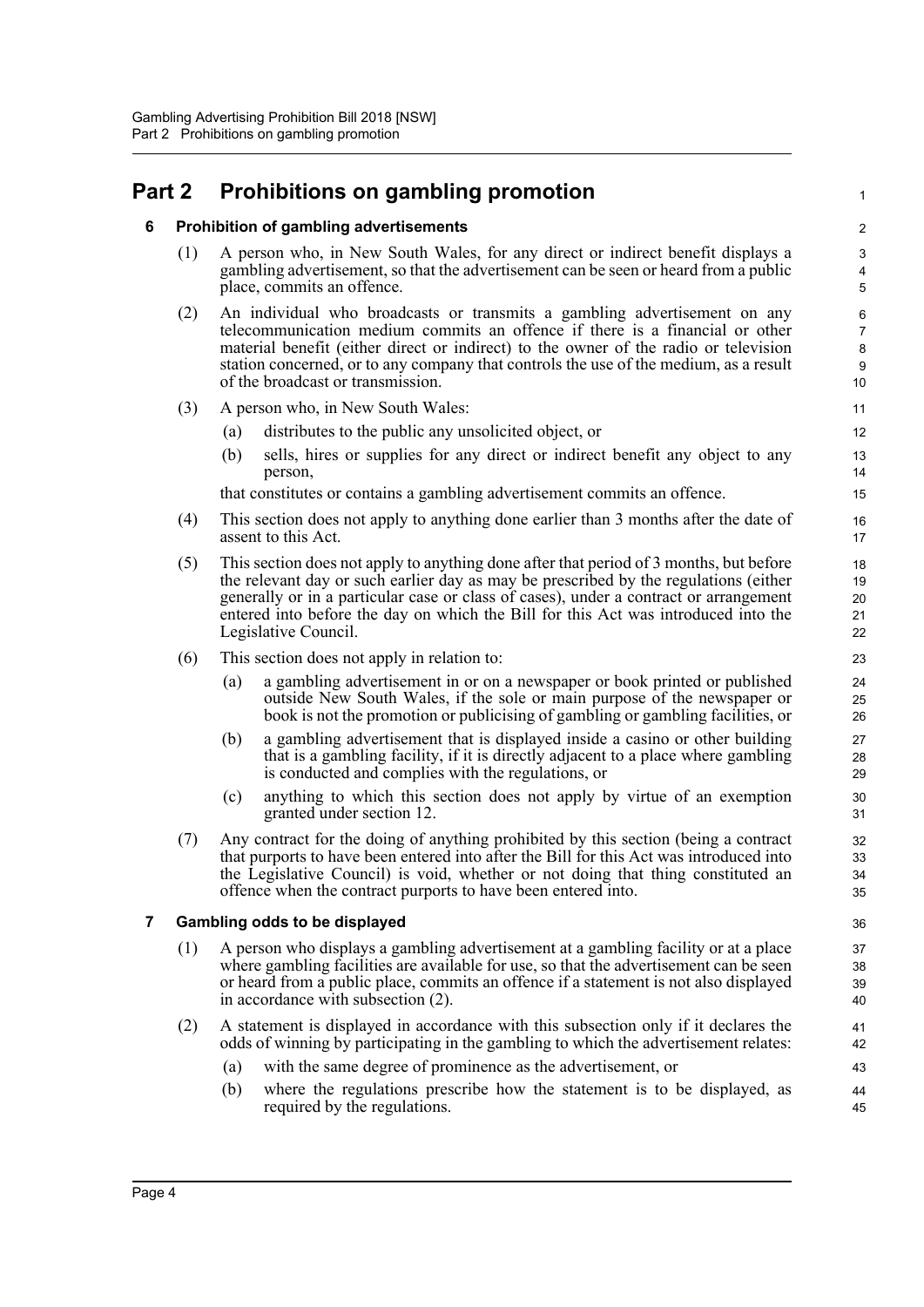# Part 2 Prohibitions on gambling promotion

### 6 Prohibition of gambling advertisements

(1) A person who, in New South Wales, for any direct or indirect benefit displays a gambling advertisement, so that the advertisement can be seen or heard from a public place, commits an offence.

(2) An individual who broadcasts or transmits a gambling advertisement on any telecommunication medium commits an offence if there is a financial or other material benefit (either direct or indirect) to the owner of the radio or television station concerned, or to any company that controls the use of the medium, as a result of the broadcast or transmission.

(3) A person who, in New South Wales:

- (a) distributes to the public any unsolicited object, or
- (b) sells, hires or supplies for any direct or indirect benefit any object to any person,

that constitutes or contains a gambling advertisement commits an offence.

(4) This section does not apply to anything done earlier than 3 months after the date of assent to this Act.

(5) This section does not apply to anything done after that period of 3 months, but before the relevant day or such earlier day as may be prescribed by the regulations (either generally or in a particular case or class of cases), under a contract or arrangement entered into before the day on which the Bill for this Act was introduced into the Legislative Council.

(6) This section does not apply in relation to:

- (a) a gambling advertisement in or on a newspaper or book printed or published outside New South Wales, if the sole or main purpose of the newspaper or book is not the promotion or publicising of gambling or gambling facilities, or
- (b) a gambling advertisement that is displayed inside a casino or other building that is a gambling facility, if it is directly adjacent to a place where gambling is conducted and complies with the regulations, or
- (c) anything to which this section does not apply by virtue of an exemption granted under section 12.

(7) Any contract for the doing of anything prohibited by this section (being a contract that purports to have been entered into after the Bill for this Act was introduced into the Legislative Council) is void, whether or not doing that thing constituted an offence when the contract purports to have been entered into.

### 7 Gambling odds to be displayed

(1) A person who displays a gambling advertisement at a gambling facility or at a place where gambling facilities are available for use, so that the advertisement can be seen or heard from a public place, commits an offence if a statement is not also displayed in accordance with subsection (2).

(2) A statement is displayed in accordance with this subsection only if it declares the odds of winning by participating in the gambling to which the advertisement relates:

- (a) with the same degree of prominence as the advertisement, or
- (b) where the regulations prescribe how the statement is to be displayed, as required by the regulations.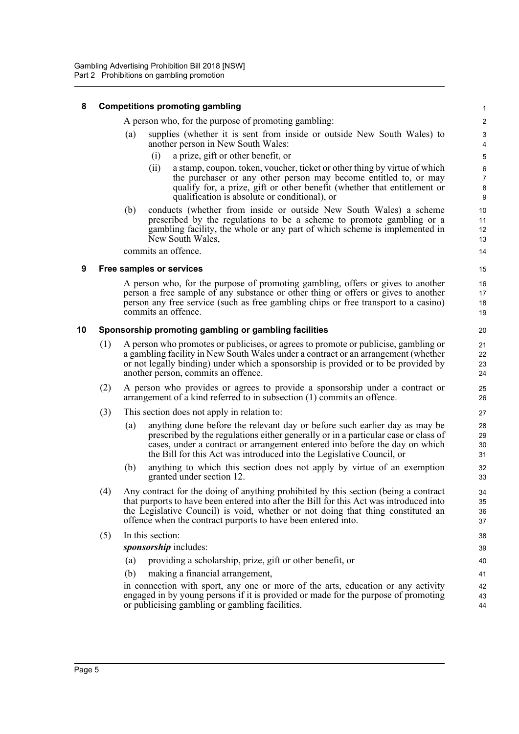### 8 Competitions promoting gambling

A person who, for the purpose of promoting gambling:

(a) supplies (whether it is sent from inside or outside New South Wales) to another person in New South Wales:

(i) a prize, gift or other benefit, or

(ii) a stamp, coupon, token, voucher, ticket or other thing by virtue of which the purchaser or any other person may become entitled to, or may qualify for, a prize, gift or other benefit (whether that entitlement or qualification is absolute or conditional), or

(b) conducts (whether from inside or outside New South Wales) a scheme prescribed by the regulations to be a scheme to promote gambling or a gambling facility, the whole or any part of which scheme is implemented in New South Wales,

commits an offence.

### 9 Free samples or services

A person who, for the purpose of promoting gambling, offers or gives to another person a free sample of any substance or other thing or offers or gives to another person any free service (such as free gambling chips or free transport to a casino) commits an offence.

### 10 Sponsorship promoting gambling or gambling facilities

(1) A person who promotes or publicises, or agrees to promote or publicise, gambling or a gambling facility in New South Wales under a contract or an arrangement (whether or not legally binding) under which a sponsorship is provided or to be provided by another person, commits an offence.

(2) A person who provides or agrees to provide a sponsorship under a contract or arrangement of a kind referred to in subsection (1) commits an offence.

(3) This section does not apply in relation to:

(a) anything done before the relevant day or before such earlier day as may be prescribed by the regulations either generally or in a particular case or class of cases, under a contract or arrangement entered into before the day on which the Bill for this Act was introduced into the Legislative Council, or

(b) anything to which this section does not apply by virtue of an exemption granted under section 12.

(4) Any contract for the doing of anything prohibited by this section (being a contract that purports to have been entered into after the Bill for this Act was introduced into the Legislative Council) is void, whether or not doing that thing constituted an offence when the contract purports to have been entered into.

(5) In this section:

***sponsorship*** includes:

(a) providing a scholarship, prize, gift or other benefit, or

(b) making a financial arrangement,

in connection with sport, any one or more of the arts, education or any activity engaged in by young persons if it is provided or made for the purpose of promoting or publicising gambling or gambling facilities.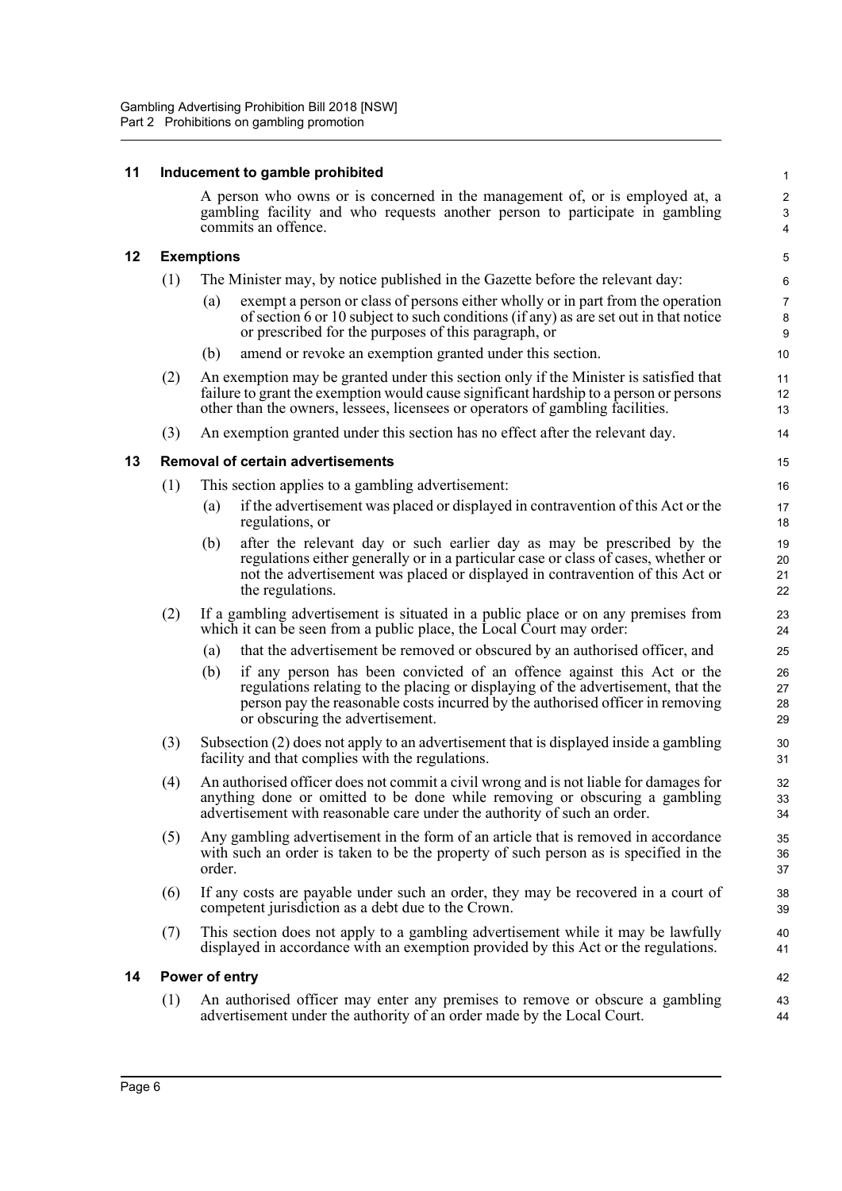## 11 Inducement to gamble prohibited

A person who owns or is concerned in the management of, or is employed at, a gambling facility and who requests another person to participate in gambling commits an offence.

## 12 Exemptions

(1) The Minister may, by notice published in the Gazette before the relevant day:

(a) exempt a person or class of persons either wholly or in part from the operation of section 6 or 10 subject to such conditions (if any) as are set out in that notice or prescribed for the purposes of this paragraph, or

(b) amend or revoke an exemption granted under this section.

(2) An exemption may be granted under this section only if the Minister is satisfied that failure to grant the exemption would cause significant hardship to a person or persons other than the owners, lessees, licensees or operators of gambling facilities.

(3) An exemption granted under this section has no effect after the relevant day.

## 13 Removal of certain advertisements

(1) This section applies to a gambling advertisement:

(a) if the advertisement was placed or displayed in contravention of this Act or the regulations, or

(b) after the relevant day or such earlier day as may be prescribed by the regulations either generally or in a particular case or class of cases, whether or not the advertisement was placed or displayed in contravention of this Act or the regulations.

(2) If a gambling advertisement is situated in a public place or on any premises from which it can be seen from a public place, the Local Court may order:

(a) that the advertisement be removed or obscured by an authorised officer, and

(b) if any person has been convicted of an offence against this Act or the regulations relating to the placing or displaying of the advertisement, that the person pay the reasonable costs incurred by the authorised officer in removing or obscuring the advertisement.

(3) Subsection (2) does not apply to an advertisement that is displayed inside a gambling facility and that complies with the regulations.

(4) An authorised officer does not commit a civil wrong and is not liable for damages for anything done or omitted to be done while removing or obscuring a gambling advertisement with reasonable care under the authority of such an order.

(5) Any gambling advertisement in the form of an article that is removed in accordance with such an order is taken to be the property of such person as is specified in the order.

(6) If any costs are payable under such an order, they may be recovered in a court of competent jurisdiction as a debt due to the Crown.

(7) This section does not apply to a gambling advertisement while it may be lawfully displayed in accordance with an exemption provided by this Act or the regulations.

## 14 Power of entry

(1) An authorised officer may enter any premises to remove or obscure a gambling advertisement under the authority of an order made by the Local Court.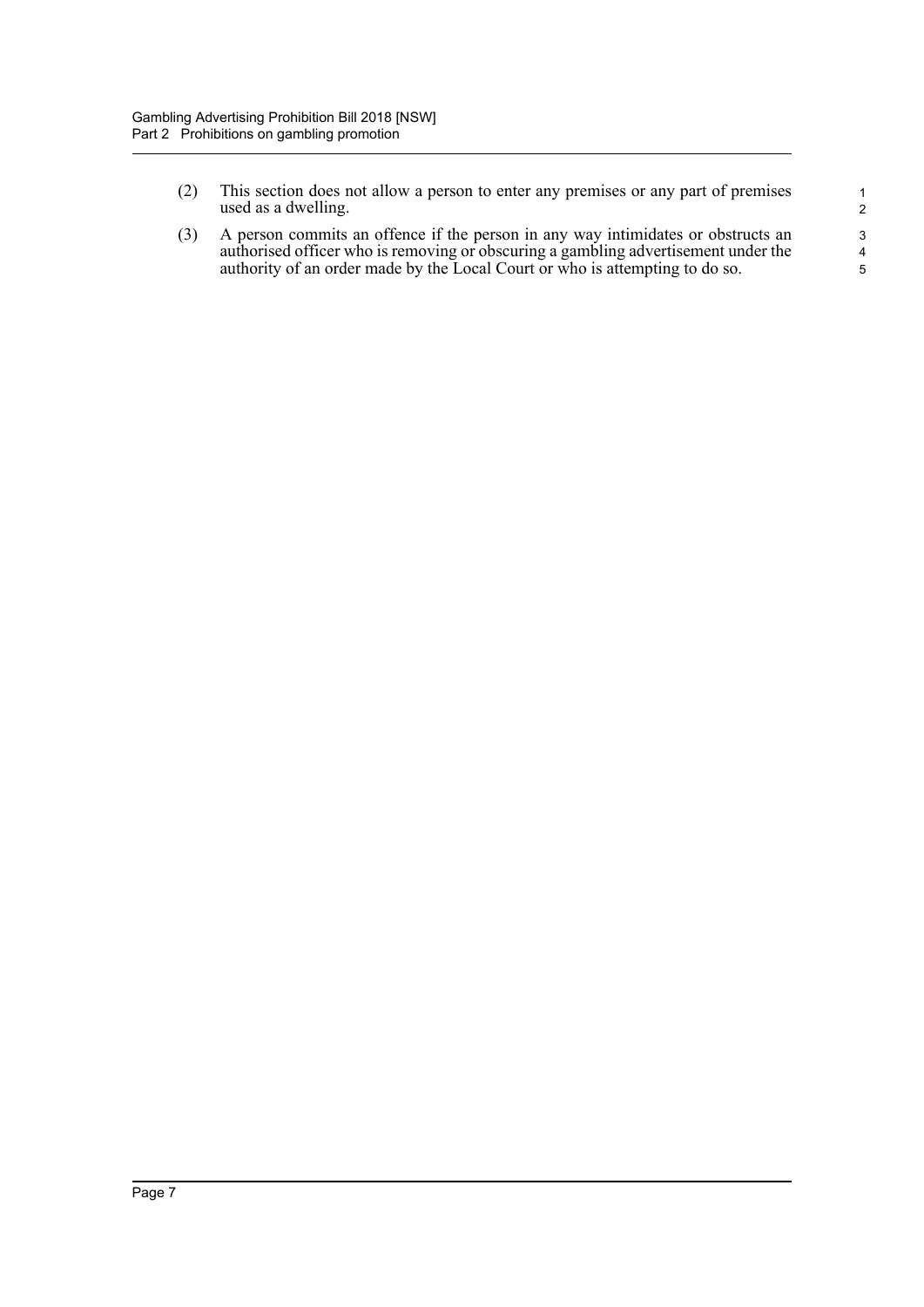(2) This section does not allow a person to enter any premises or any part of premises used as a dwelling.

(3) A person commits an offence if the person in any way intimidates or obstructs an authorised officer who is removing or obscuring a gambling advertisement under the authority of an order made by the Local Court or who is attempting to do so.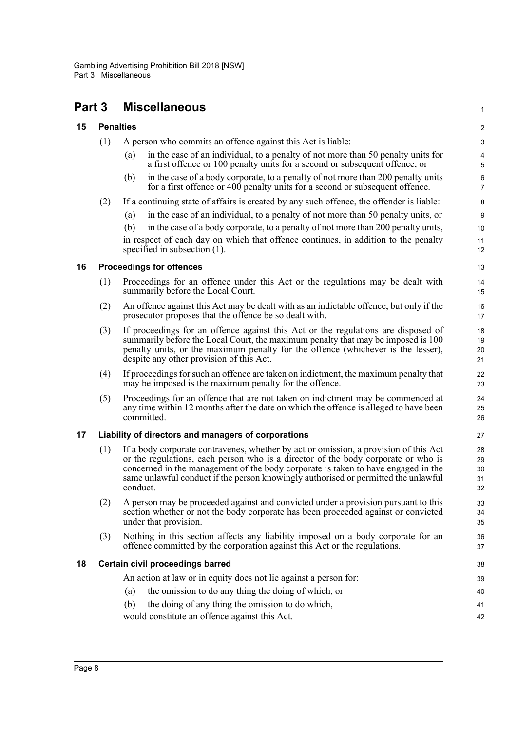# Part 3 Miscellaneous

## 15 Penalties

(1) A person who commits an offence against this Act is liable:

(a) in the case of an individual, to a penalty of not more than 50 penalty units for a first offence or 100 penalty units for a second or subsequent offence, or

(b) in the case of a body corporate, to a penalty of not more than 200 penalty units for a first offence or 400 penalty units for a second or subsequent offence.

(2) If a continuing state of affairs is created by any such offence, the offender is liable:

(a) in the case of an individual, to a penalty of not more than 50 penalty units, or

(b) in the case of a body corporate, to a penalty of not more than 200 penalty units,

in respect of each day on which that offence continues, in addition to the penalty specified in subsection (1).

## 16 Proceedings for offences

(1) Proceedings for an offence under this Act or the regulations may be dealt with summarily before the Local Court.

(2) An offence against this Act may be dealt with as an indictable offence, but only if the prosecutor proposes that the offence be so dealt with.

(3) If proceedings for an offence against this Act or the regulations are disposed of summarily before the Local Court, the maximum penalty that may be imposed is 100 penalty units, or the maximum penalty for the offence (whichever is the lesser), despite any other provision of this Act.

(4) If proceedings for such an offence are taken on indictment, the maximum penalty that may be imposed is the maximum penalty for the offence.

(5) Proceedings for an offence that are not taken on indictment may be commenced at any time within 12 months after the date on which the offence is alleged to have been committed.

## 17 Liability of directors and managers of corporations

(1) If a body corporate contravenes, whether by act or omission, a provision of this Act or the regulations, each person who is a director of the body corporate or who is concerned in the management of the body corporate is taken to have engaged in the same unlawful conduct if the person knowingly authorised or permitted the unlawful conduct.

(2) A person may be proceeded against and convicted under a provision pursuant to this section whether or not the body corporate has been proceeded against or convicted under that provision.

(3) Nothing in this section affects any liability imposed on a body corporate for an offence committed by the corporation against this Act or the regulations.

## 18 Certain civil proceedings barred

An action at law or in equity does not lie against a person for:

(a) the omission to do any thing the doing of which, or

(b) the doing of any thing the omission to do which,

would constitute an offence against this Act.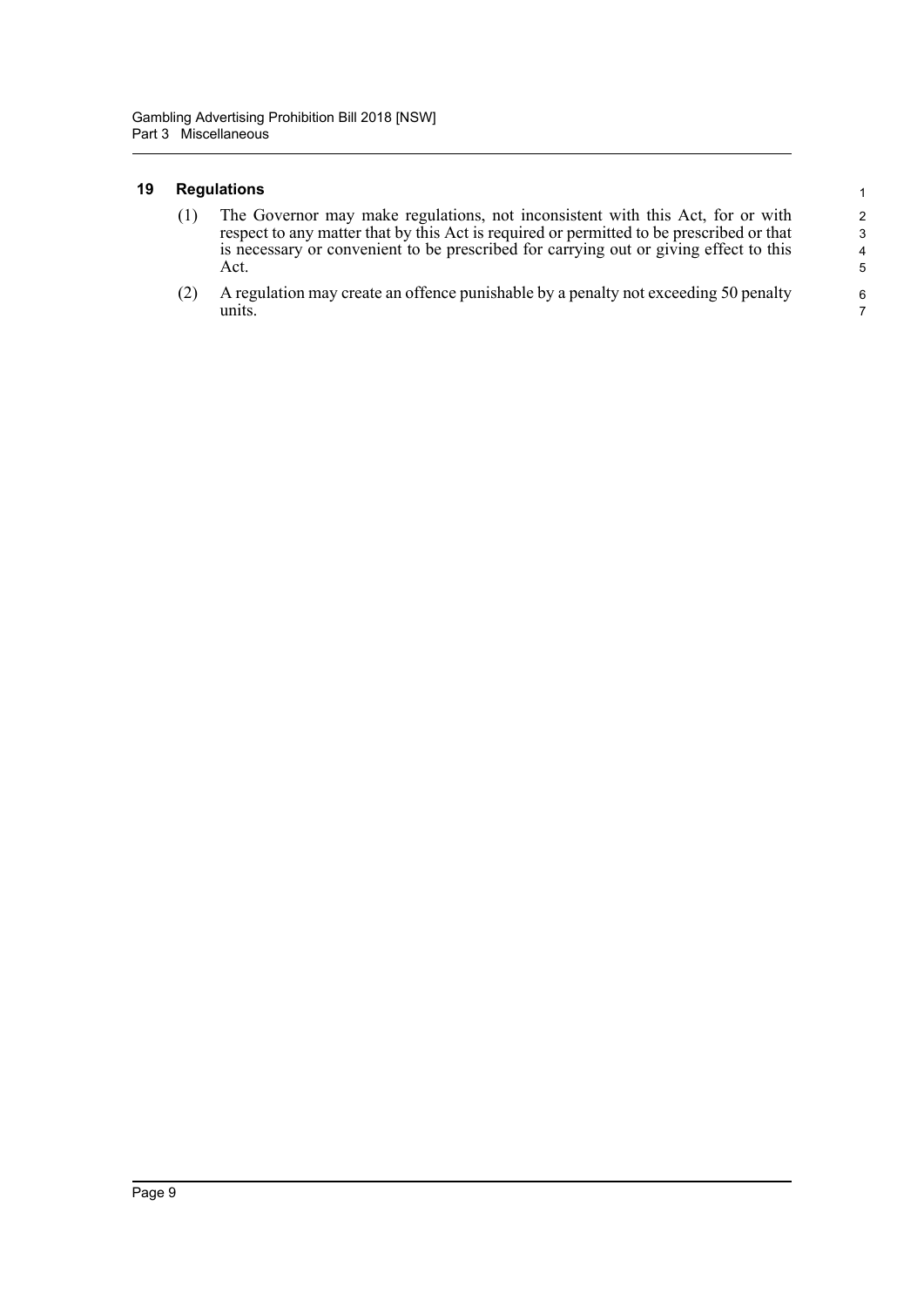### 19 Regulations

(1) The Governor may make regulations, not inconsistent with this Act, for or with respect to any matter that by this Act is required or permitted to be prescribed or that is necessary or convenient to be prescribed for carrying out or giving effect to this Act.

(2) A regulation may create an offence punishable by a penalty not exceeding 50 penalty units.